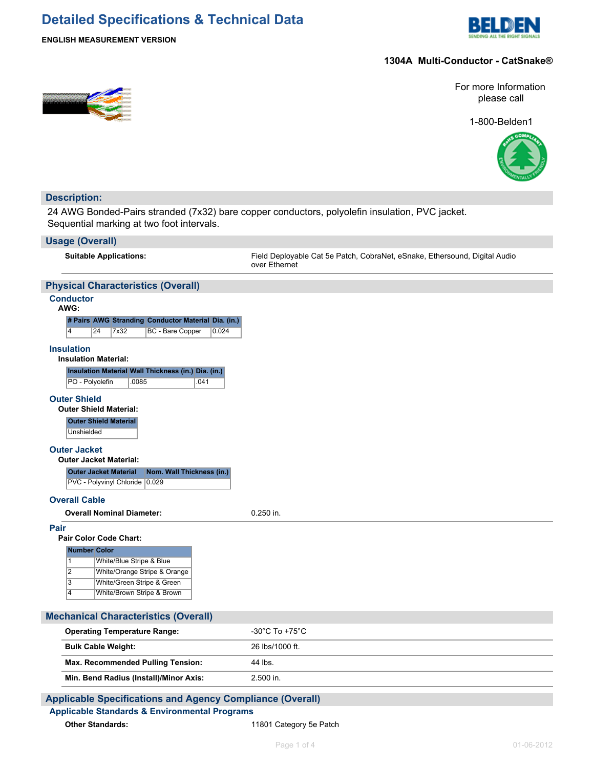# Detailed Specifications & Technical Data

**ENGLISH MEASUREMENT VERSION**

**1304A Multi-Conductor - CatSnake®**

For more Information please call

1-800-Belden1

## Description:

24 AWG Bonded-Pairs stranded (7x32) bare copper conductors, polyolefin insulation, PVC jacket. Sequential marking at two foot intervals.

## Usage (Overall)

| | |
|---|---|
| **Suitable Applications:** | Field Deployable Cat 5e Patch, CobraNet, eSnake, Ethersound, Digital Audio over Ethernet |

## Physical Characteristics (Overall)

### Conductor

**AWG:**

| # Pairs | AWG | Stranding | Conductor Material | Dia. (in.) |
|---|---|---|---|---|
| 4 | 24 | 7x32 | BC - Bare Copper | 0.024 |

### Insulation

**Insulation Material:**

| Insulation Material | Wall Thickness (in.) | Dia. (in.) |
|---|---|---|
| PO - Polyolefin | .0085 | .041 |

### Outer Shield

**Outer Shield Material:**

| Outer Shield Material |
|---|
| Unshielded |

### Outer Jacket

**Outer Jacket Material:**

| Outer Jacket Material | Nom. Wall Thickness (in.) |
|---|---|
| PVC - Polyvinyl Chloride | 0.029 |

### Overall Cable

| | |
|---|---|
| **Overall Nominal Diameter:** | 0.250 in. |

### Pair

**Pair Color Code Chart:**

| Number | Color |
|---|---|
| 1 | White/Blue Stripe & Blue |
| 2 | White/Orange Stripe & Orange |
| 3 | White/Green Stripe & Green |
| 4 | White/Brown Stripe & Brown |

## Mechanical Characteristics (Overall)

| | |
|---|---|
| **Operating Temperature Range:** | -30°C To +75°C |
| **Bulk Cable Weight:** | 26 lbs/1000 ft. |
| **Max. Recommended Pulling Tension:** | 44 lbs. |
| **Min. Bend Radius (Install)/Minor Axis:** | 2.500 in. |

## Applicable Specifications and Agency Compliance (Overall)

### Applicable Standards & Environmental Programs

| | |
|---|---|
| **Other Standards:** | 11801 Category 5e Patch |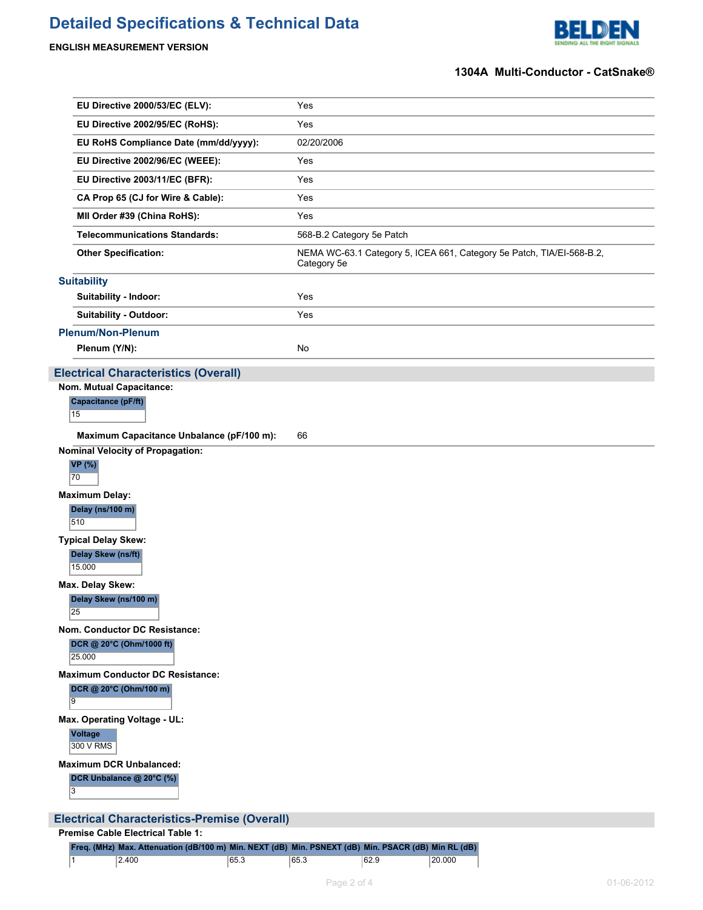# Detailed Specifications & Technical Data

**ENGLISH MEASUREMENT VERSION**

**1304A Multi-Conductor - CatSnake®**

| | |
|---|---|
| **EU Directive 2000/53/EC (ELV):** | Yes |
| **EU Directive 2002/95/EC (RoHS):** | Yes |
| **EU RoHS Compliance Date (mm/dd/yyyy):** | 02/20/2006 |
| **EU Directive 2002/96/EC (WEEE):** | Yes |
| **EU Directive 2003/11/EC (BFR):** | Yes |
| **CA Prop 65 (CJ for Wire & Cable):** | Yes |
| **MII Order #39 (China RoHS):** | Yes |
| **Telecommunications Standards:** | 568-B.2 Category 5e Patch |
| **Other Specification:** | NEMA WC-63.1 Category 5, ICEA 661, Category 5e Patch, TIA/EI-568-B.2, Category 5e |

### Suitability

| | |
|---|---|
| **Suitability - Indoor:** | Yes |
| **Suitability - Outdoor:** | Yes |

### Plenum/Non-Plenum

| | |
|---|---|
| **Plenum (Y/N):** | No |

## Electrical Characteristics (Overall)

**Nom. Mutual Capacitance:**

| Capacitance (pF/ft) |
|---|
| 15 |

**Maximum Capacitance Unbalance (pF/100 m):** 66

**Nominal Velocity of Propagation:**

| VP (%) |
|---|
| 70 |

**Maximum Delay:**

| Delay (ns/100 m) |
|---|
| 510 |

**Typical Delay Skew:**

| Delay Skew (ns/ft) |
|---|
| 15.000 |

**Max. Delay Skew:**

| Delay Skew (ns/100 m) |
|---|
| 25 |

**Nom. Conductor DC Resistance:**

| DCR @ 20°C (Ohm/1000 ft) |
|---|
| 25.000 |

**Maximum Conductor DC Resistance:**

| DCR @ 20°C (Ohm/100 m) |
|---|
| 9 |

**Max. Operating Voltage - UL:**

| Voltage |
|---|
| 300 V RMS |

**Maximum DCR Unbalanced:**

| DCR Unbalance @ 20°C (%) |
|---|
| 3 |

## Electrical Characteristics-Premise (Overall)

**Premise Cable Electrical Table 1:**

| Freq. (MHz) | Max. Attenuation (dB/100 m) | Min. NEXT (dB) | Min. PSNEXT (dB) | Min. PSACR (dB) | Min RL (dB) |
|---|---|---|---|---|---|
| 1 | 2.400 | 65.3 | 65.3 | 62.9 | 20.000 |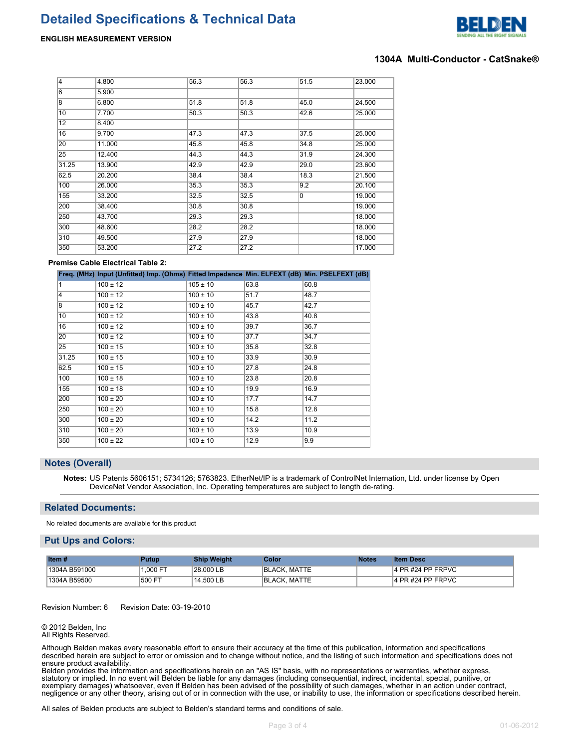# Detailed Specifications & Technical Data

**ENGLISH MEASUREMENT VERSION**

**1304A Multi-Conductor - CatSnake®**

| | | | | | |
|---|---|---|---|---|---|
| 4 | 4.800 | 56.3 | 56.3 | 51.5 | 23.000 |
| 6 | 5.900 | | | | |
| 8 | 6.800 | 51.8 | 51.8 | 45.0 | 24.500 |
| 10 | 7.700 | 50.3 | 50.3 | 42.6 | 25.000 |
| 12 | 8.400 | | | | |
| 16 | 9.700 | 47.3 | 47.3 | 37.5 | 25.000 |
| 20 | 11.000 | 45.8 | 45.8 | 34.8 | 25.000 |
| 25 | 12.400 | 44.3 | 44.3 | 31.9 | 24.300 |
| 31.25 | 13.900 | 42.9 | 42.9 | 29.0 | 23.600 |
| 62.5 | 20.200 | 38.4 | 38.4 | 18.3 | 21.500 |
| 100 | 26.000 | 35.3 | 35.3 | 9.2 | 20.100 |
| 155 | 33.200 | 32.5 | 32.5 | 0 | 19.000 |
| 200 | 38.400 | 30.8 | 30.8 | | 19.000 |
| 250 | 43.700 | 29.3 | 29.3 | | 18.000 |
| 300 | 48.600 | 28.2 | 28.2 | | 18.000 |
| 310 | 49.500 | 27.9 | 27.9 | | 18.000 |
| 350 | 53.200 | 27.2 | 27.2 | | 17.000 |

**Premise Cable Electrical Table 2:**

| Freq. (MHz) | Input (Unfitted) Imp. (Ohms) | Fitted Impedance | Min. ELFEXT (dB) | Min. PSELFEXT (dB) |
|---|---|---|---|---|
| 1 | 100 ± 12 | 105 ± 10 | 63.8 | 60.8 |
| 4 | 100 ± 12 | 100 ± 10 | 51.7 | 48.7 |
| 8 | 100 ± 12 | 100 ± 10 | 45.7 | 42.7 |
| 10 | 100 ± 12 | 100 ± 10 | 43.8 | 40.8 |
| 16 | 100 ± 12 | 100 ± 10 | 39.7 | 36.7 |
| 20 | 100 ± 12 | 100 ± 10 | 37.7 | 34.7 |
| 25 | 100 ± 15 | 100 ± 10 | 35.8 | 32.8 |
| 31.25 | 100 ± 15 | 100 ± 10 | 33.9 | 30.9 |
| 62.5 | 100 ± 15 | 100 ± 10 | 27.8 | 24.8 |
| 100 | 100 ± 18 | 100 ± 10 | 23.8 | 20.8 |
| 155 | 100 ± 18 | 100 ± 10 | 19.9 | 16.9 |
| 200 | 100 ± 20 | 100 ± 10 | 17.7 | 14.7 |
| 250 | 100 ± 20 | 100 ± 10 | 15.8 | 12.8 |
| 300 | 100 ± 20 | 100 ± 10 | 14.2 | 11.2 |
| 310 | 100 ± 20 | 100 ± 10 | 13.9 | 10.9 |
| 350 | 100 ± 22 | 100 ± 10 | 12.9 | 9.9 |

## Notes (Overall)

**Notes:** US Patents 5606151; 5734126; 5763823. EtherNet/IP is a trademark of ControlNet Internation, Ltd. under license by Open DeviceNet Vendor Association, Inc. Operating temperatures are subject to length de-rating.

## Related Documents:

No related documents are available for this product

## Put Ups and Colors:

| Item # | Putup | Ship Weight | Color | Notes | Item Desc |
|---|---|---|---|---|---|
| 1304A B591000 | 1,000 FT | 28.000 LB | BLACK, MATTE | | 4 PR #24 PP FRPVC |
| 1304A B59500 | 500 FT | 14.500 LB | BLACK, MATTE | | 4 PR #24 PP FRPVC |

Revision Number: 6 Revision Date: 03-19-2010

© 2012 Belden, Inc
All Rights Reserved.

Although Belden makes every reasonable effort to ensure their accuracy at the time of this publication, information and specifications described herein are subject to error or omission and to change without notice, and the listing of such information and specifications does not ensure product availability.
Belden provides the information and specifications herein on an "AS IS" basis, with no representations or warranties, whether express, statutory or implied. In no event will Belden be liable for any damages (including consequential, indirect, incidental, special, punitive, or exemplary damages) whatsoever, even if Belden has been advised of the possibility of such damages, whether in an action under contract, negligence or any other theory, arising out of or in connection with the use, or inability to use, the information or specifications described herein.

All sales of Belden products are subject to Belden's standard terms and conditions of sale.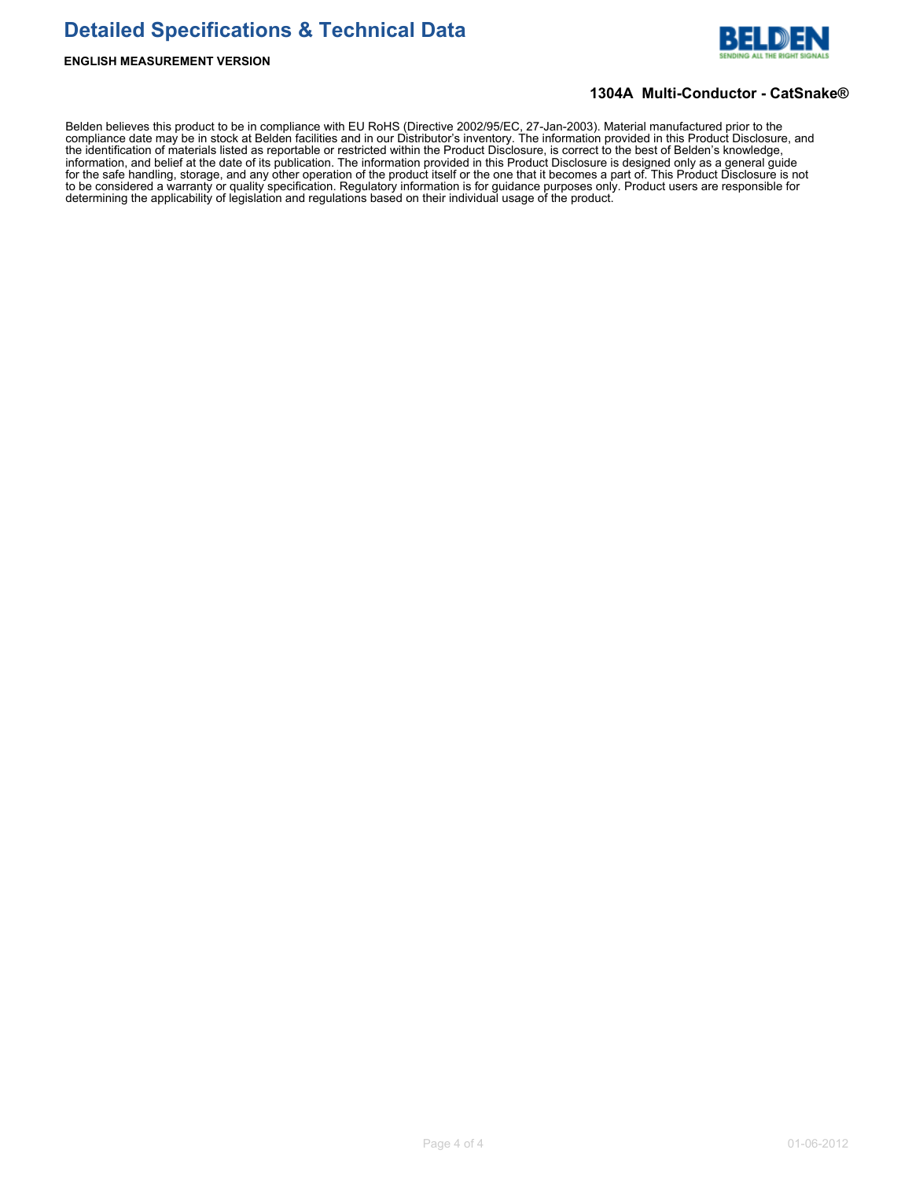Belden believes this product to be in compliance with EU RoHS (Directive 2002/95/EC, 27-Jan-2003). Material manufactured prior to the compliance date may be in stock at Belden facilities and in our Distributor's inventory. The information provided in this Product Disclosure, and the identification of materials listed as reportable or restricted within the Product Disclosure, is correct to the best of Belden's knowledge, information, and belief at the date of its publication. The information provided in this Product Disclosure is designed only as a general guide for the safe handling, storage, and any other operation of the product itself or the one that it becomes a part of. This Product Disclosure is not to be considered a warranty or quality specification. Regulatory information is for guidance purposes only. Product users are responsible for determining the applicability of legislation and regulations based on their individual usage of the product.